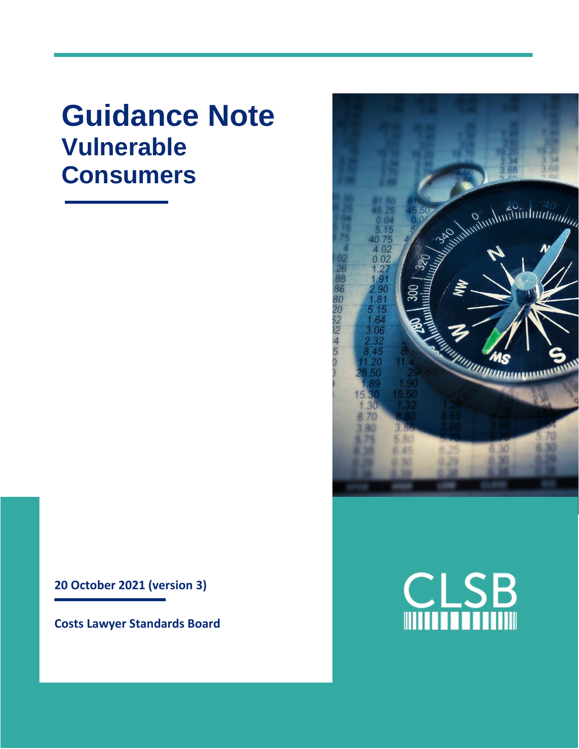# Guidance Note

## Vulnerable Consumers

**20 October 2021 (version 3)**

**Costs Lawyer Standards Board**

CLSB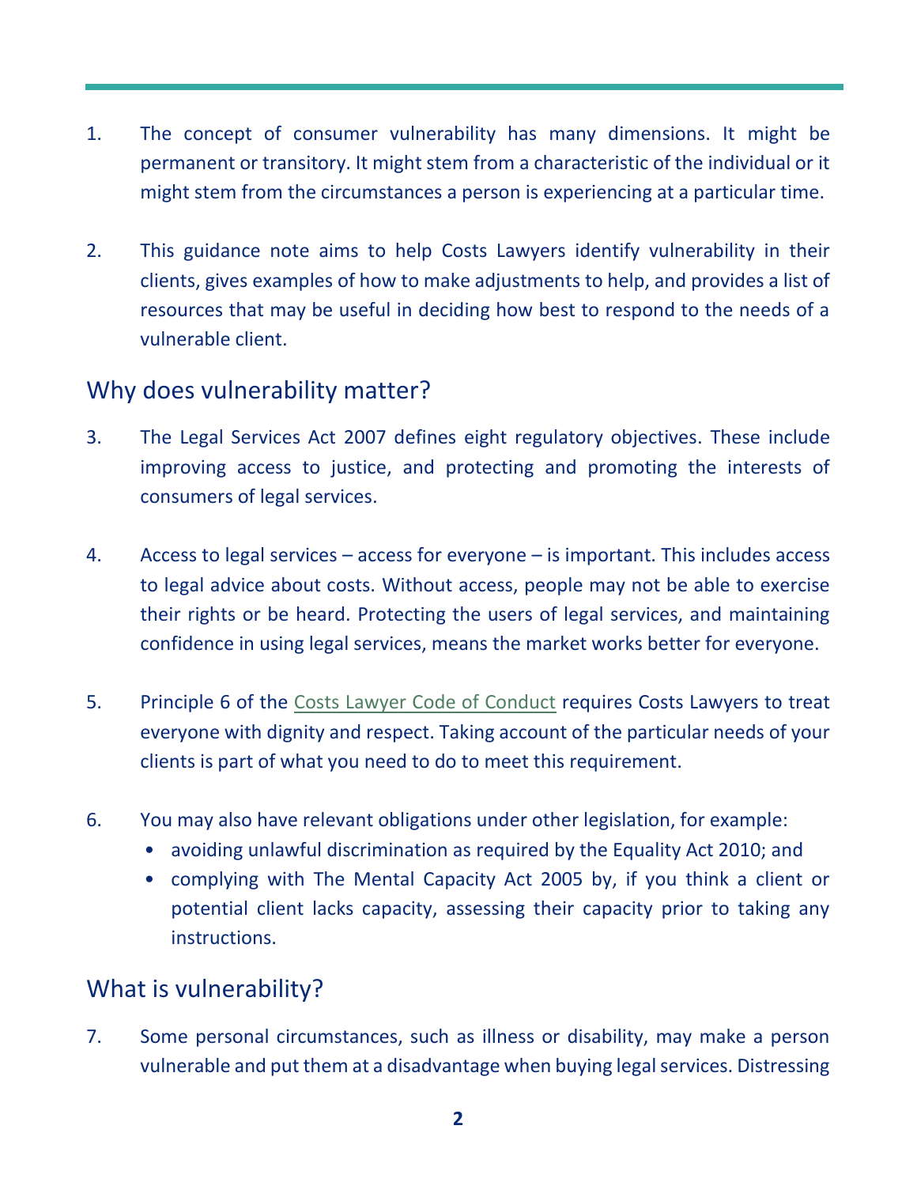1. The concept of consumer vulnerability has many dimensions. It might be permanent or transitory. It might stem from a characteristic of the individual or it might stem from the circumstances a person is experiencing at a particular time.

2. This guidance note aims to help Costs Lawyers identify vulnerability in their clients, gives examples of how to make adjustments to help, and provides a list of resources that may be useful in deciding how best to respond to the needs of a vulnerable client.

## Why does vulnerability matter?

3. The Legal Services Act 2007 defines eight regulatory objectives. These include improving access to justice, and protecting and promoting the interests of consumers of legal services.

4. Access to legal services – access for everyone – is important. This includes access to legal advice about costs. Without access, people may not be able to exercise their rights or be heard. Protecting the users of legal services, and maintaining confidence in using legal services, means the market works better for everyone.

5. Principle 6 of the Costs Lawyer Code of Conduct requires Costs Lawyers to treat everyone with dignity and respect. Taking account of the particular needs of your clients is part of what you need to do to meet this requirement.

6. You may also have relevant obligations under other legislation, for example:
   - avoiding unlawful discrimination as required by the Equality Act 2010; and
   - complying with The Mental Capacity Act 2005 by, if you think a client or potential client lacks capacity, assessing their capacity prior to taking any instructions.

## What is vulnerability?

7. Some personal circumstances, such as illness or disability, may make a person vulnerable and put them at a disadvantage when buying legal services. Distressing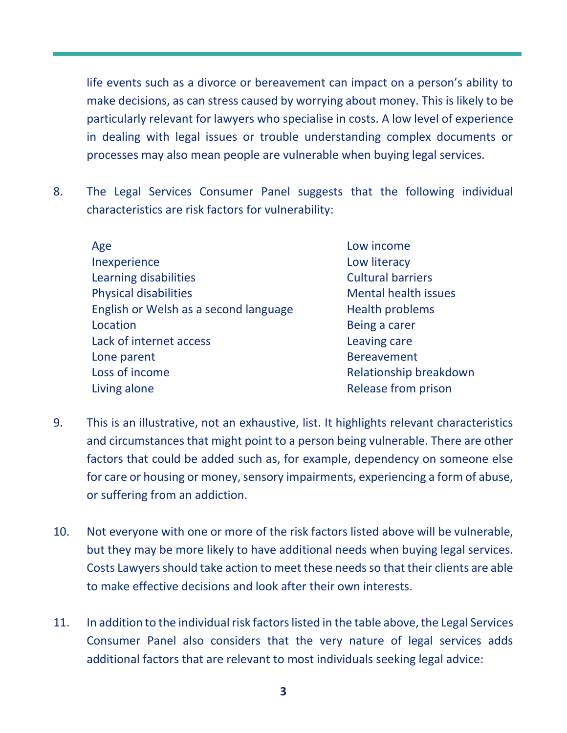life events such as a divorce or bereavement can impact on a person's ability to make decisions, as can stress caused by worrying about money. This is likely to be particularly relevant for lawyers who specialise in costs. A low level of experience in dealing with legal issues or trouble understanding complex documents or processes may also mean people are vulnerable when buying legal services.

8. The Legal Services Consumer Panel suggests that the following individual characteristics are risk factors for vulnerability:

| | |
|---|---|
| Age | Low income |
| Inexperience | Low literacy |
| Learning disabilities | Cultural barriers |
| Physical disabilities | Mental health issues |
| English or Welsh as a second language | Health problems |
| Location | Being a carer |
| Lack of internet access | Leaving care |
| Lone parent | Bereavement |
| Loss of income | Relationship breakdown |
| Living alone | Release from prison |

9. This is an illustrative, not an exhaustive, list. It highlights relevant characteristics and circumstances that might point to a person being vulnerable. There are other factors that could be added such as, for example, dependency on someone else for care or housing or money, sensory impairments, experiencing a form of abuse, or suffering from an addiction.

10. Not everyone with one or more of the risk factors listed above will be vulnerable, but they may be more likely to have additional needs when buying legal services. Costs Lawyers should take action to meet these needs so that their clients are able to make effective decisions and look after their own interests.

11. In addition to the individual risk factors listed in the table above, the Legal Services Consumer Panel also considers that the very nature of legal services adds additional factors that are relevant to most individuals seeking legal advice: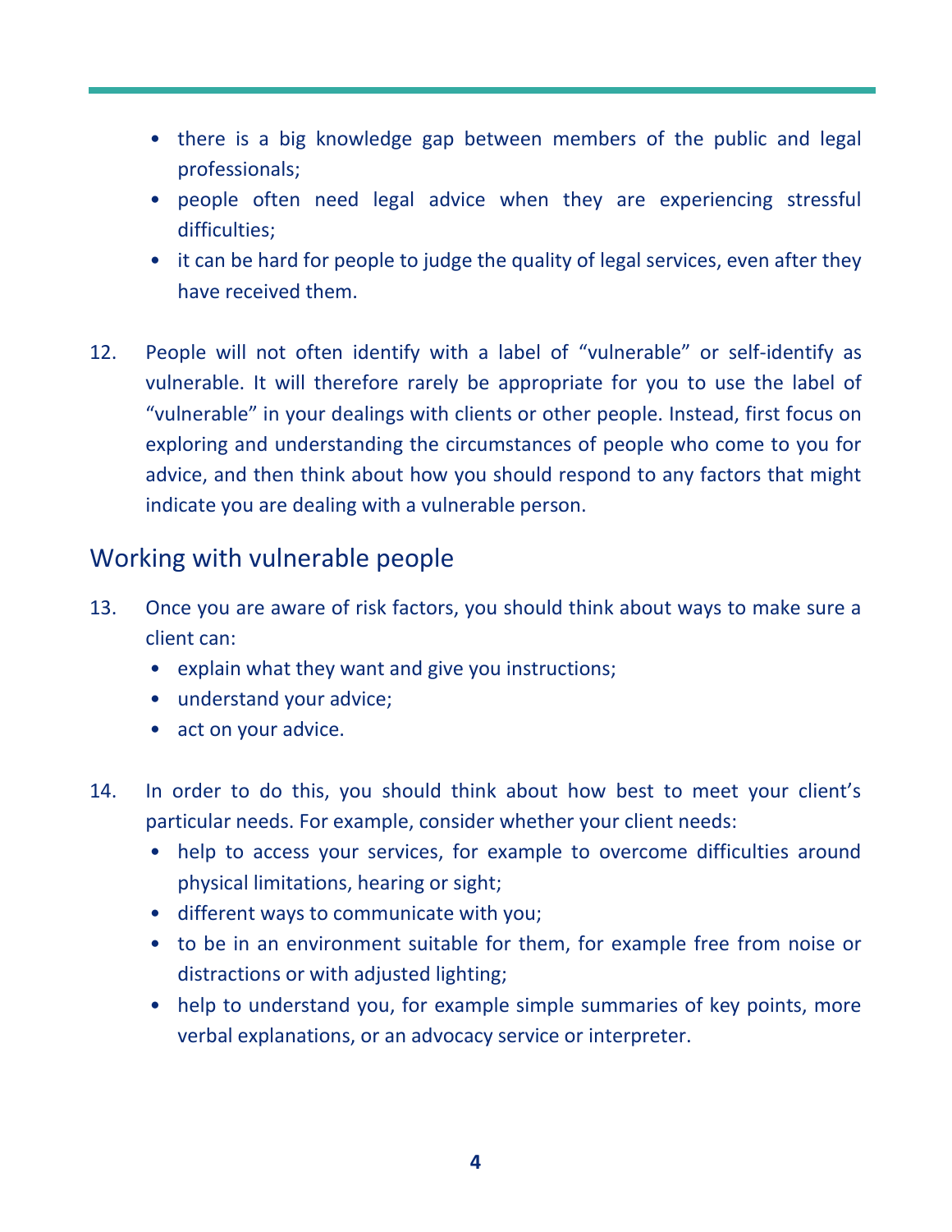- there is a big knowledge gap between members of the public and legal professionals;
- people often need legal advice when they are experiencing stressful difficulties;
- it can be hard for people to judge the quality of legal services, even after they have received them.

12. People will not often identify with a label of "vulnerable" or self-identify as vulnerable. It will therefore rarely be appropriate for you to use the label of "vulnerable" in your dealings with clients or other people. Instead, first focus on exploring and understanding the circumstances of people who come to you for advice, and then think about how you should respond to any factors that might indicate you are dealing with a vulnerable person.

## Working with vulnerable people

13. Once you are aware of risk factors, you should think about ways to make sure a client can:
    - explain what they want and give you instructions;
    - understand your advice;
    - act on your advice.

14. In order to do this, you should think about how best to meet your client's particular needs. For example, consider whether your client needs:
    - help to access your services, for example to overcome difficulties around physical limitations, hearing or sight;
    - different ways to communicate with you;
    - to be in an environment suitable for them, for example free from noise or distractions or with adjusted lighting;
    - help to understand you, for example simple summaries of key points, more verbal explanations, or an advocacy service or interpreter.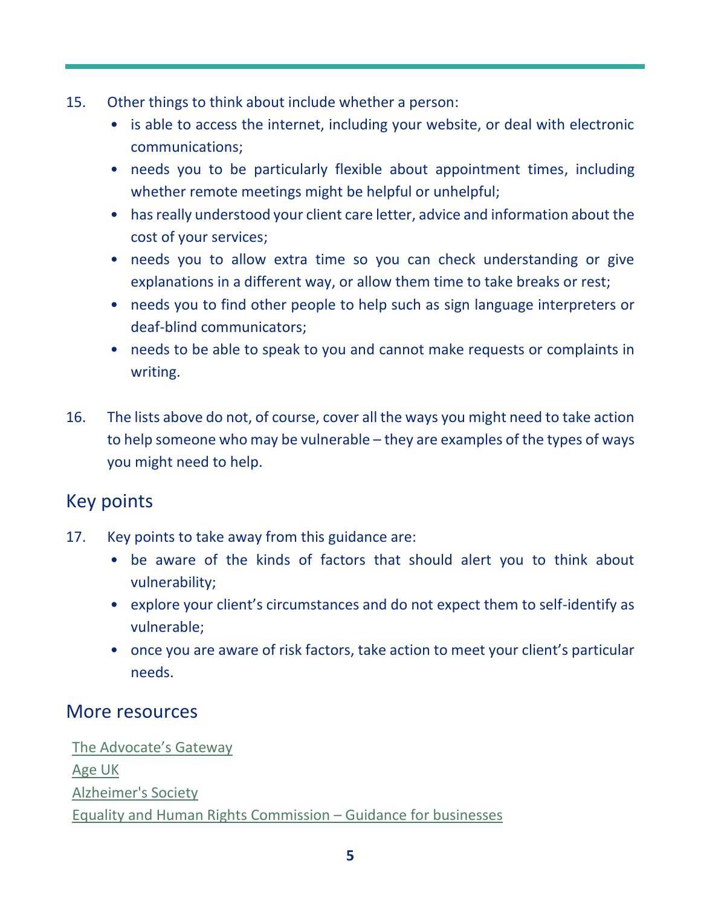15. Other things to think about include whether a person:
    - is able to access the internet, including your website, or deal with electronic communications;
    - needs you to be particularly flexible about appointment times, including whether remote meetings might be helpful or unhelpful;
    - has really understood your client care letter, advice and information about the cost of your services;
    - needs you to allow extra time so you can check understanding or give explanations in a different way, or allow them time to take breaks or rest;
    - needs you to find other people to help such as sign language interpreters or deaf-blind communicators;
    - needs to be able to speak to you and cannot make requests or complaints in writing.

16. The lists above do not, of course, cover all the ways you might need to take action to help someone who may be vulnerable – they are examples of the types of ways you might need to help.

## Key points

17. Key points to take away from this guidance are:
    - be aware of the kinds of factors that should alert you to think about vulnerability;
    - explore your client's circumstances and do not expect them to self-identify as vulnerable;
    - once you are aware of risk factors, take action to meet your client's particular needs.

## More resources

The Advocate's Gateway
Age UK
Alzheimer's Society
Equality and Human Rights Commission – Guidance for businesses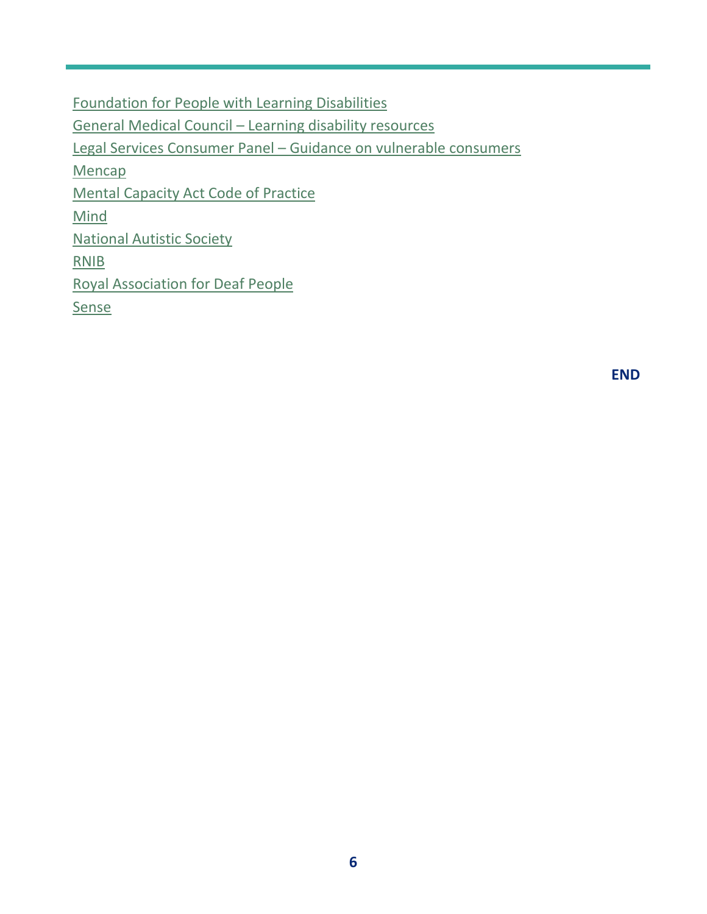Foundation for People with Learning Disabilities

General Medical Council – Learning disability resources

Legal Services Consumer Panel – Guidance on vulnerable consumers

Mencap

Mental Capacity Act Code of Practice

Mind

National Autistic Society

RNIB

Royal Association for Deaf People

Sense

**END**